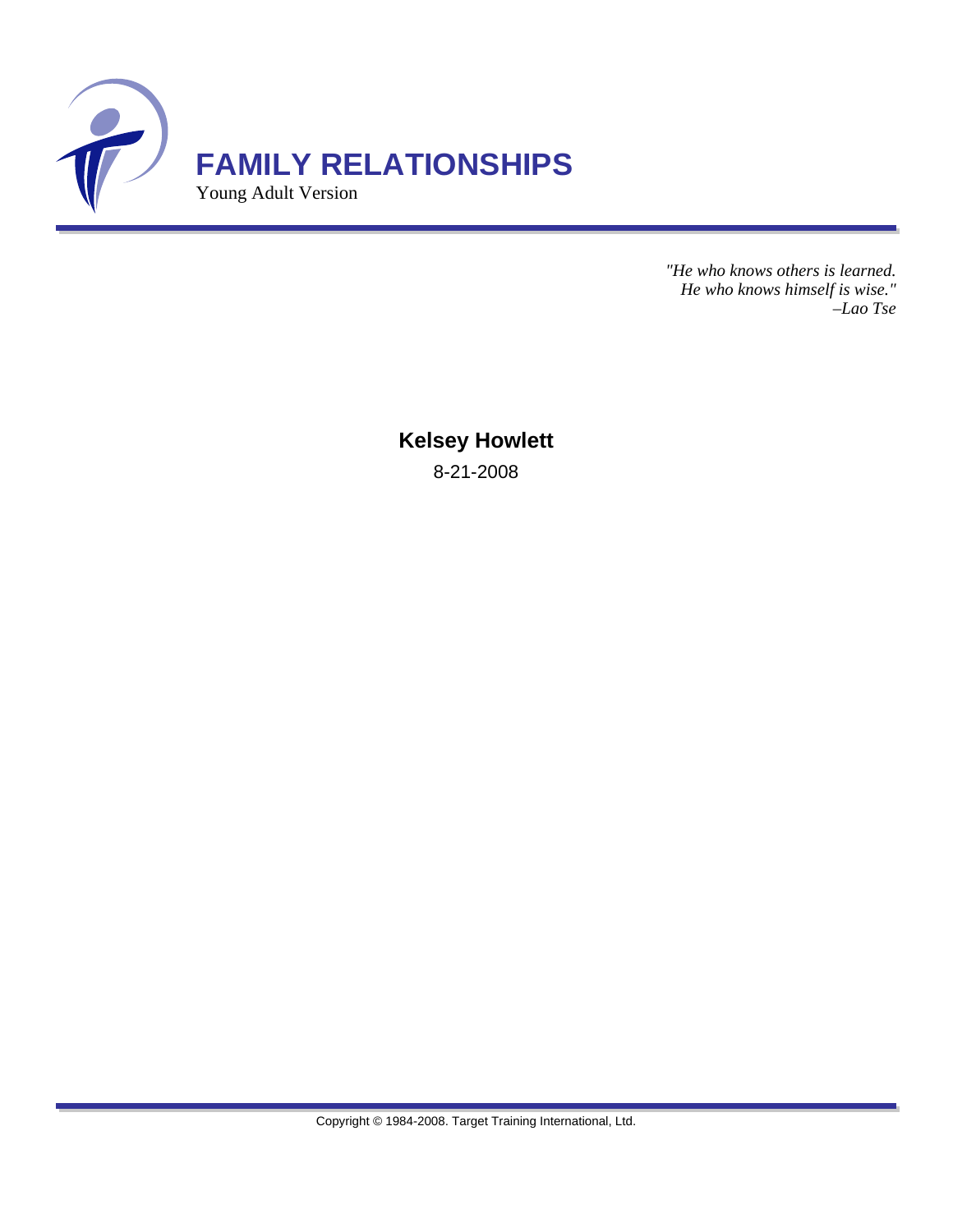# FAMILY RELATIONSHIPS

Young Adult Version

*"He who knows others is learned.*
*He who knows himself is wise."*
*–Lao Tse*

**Kelsey Howlett**

8-21-2008

Copyright © 1984-2008. Target Training International, Ltd.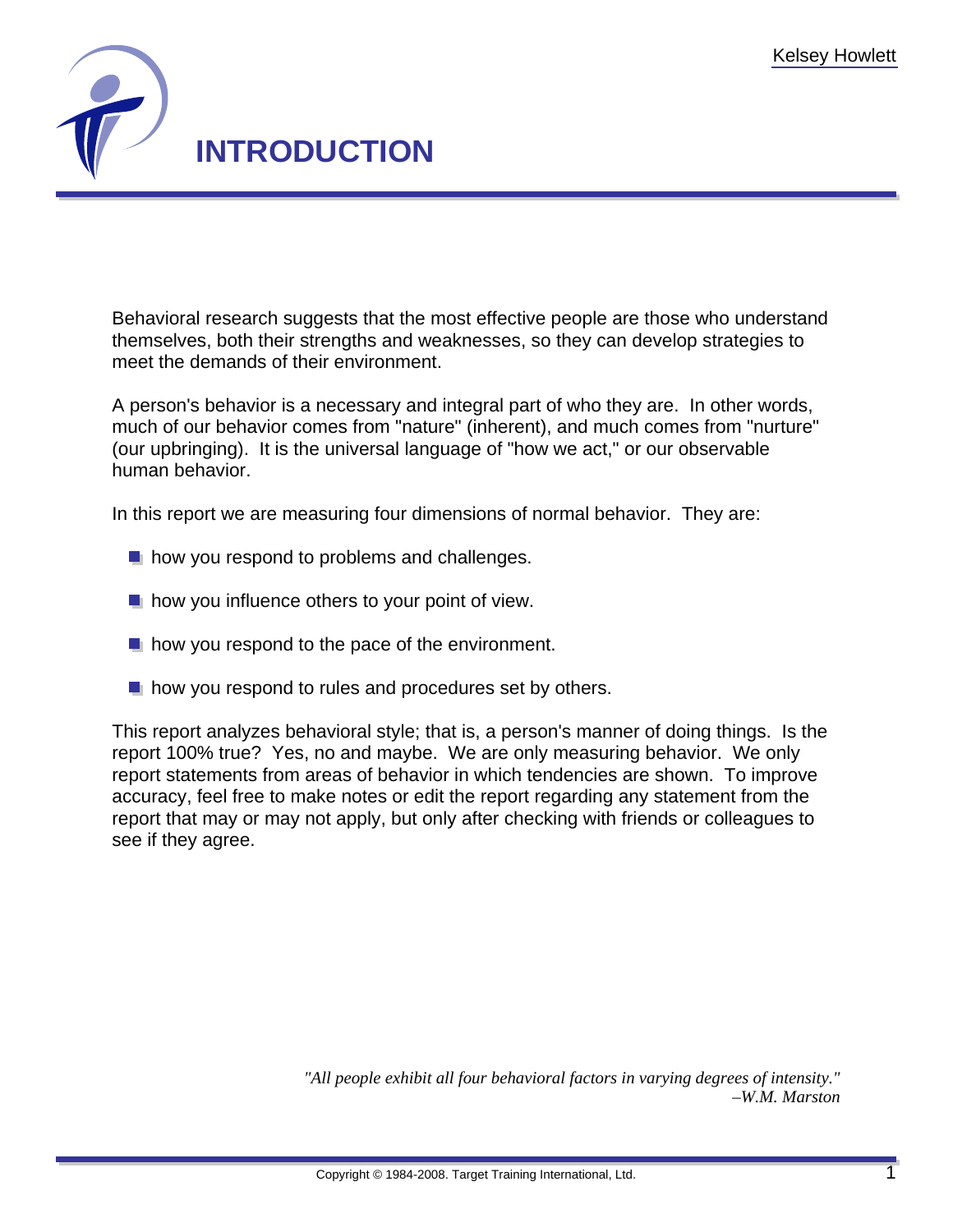# INTRODUCTION

Behavioral research suggests that the most effective people are those who understand themselves, both their strengths and weaknesses, so they can develop strategies to meet the demands of their environment.

A person's behavior is a necessary and integral part of who they are. In other words, much of our behavior comes from "nature" (inherent), and much comes from "nurture" (our upbringing). It is the universal language of "how we act," or our observable human behavior.

In this report we are measuring four dimensions of normal behavior. They are:

- how you respond to problems and challenges.
- how you influence others to your point of view.
- how you respond to the pace of the environment.
- how you respond to rules and procedures set by others.

This report analyzes behavioral style; that is, a person's manner of doing things. Is the report 100% true? Yes, no and maybe. We are only measuring behavior. We only report statements from areas of behavior in which tendencies are shown. To improve accuracy, feel free to make notes or edit the report regarding any statement from the report that may or may not apply, but only after checking with friends or colleagues to see if they agree.

*"All people exhibit all four behavioral factors in varying degrees of intensity."*
*–W.M. Marston*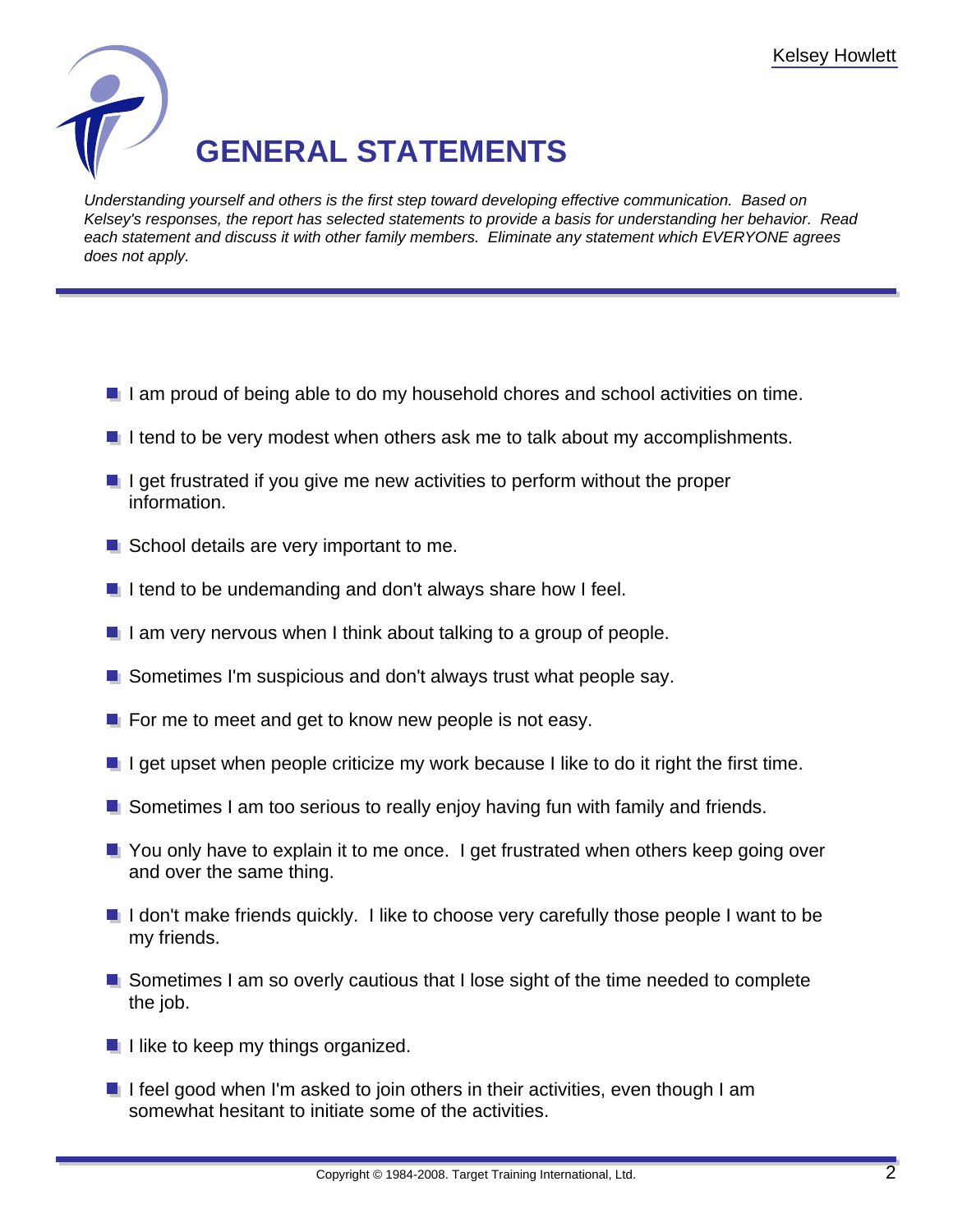# GENERAL STATEMENTS

*Understanding yourself and others is the first step toward developing effective communication. Based on Kelsey's responses, the report has selected statements to provide a basis for understanding her behavior. Read each statement and discuss it with other family members. Eliminate any statement which EVERYONE agrees does not apply.*

- I am proud of being able to do my household chores and school activities on time.
- I tend to be very modest when others ask me to talk about my accomplishments.
- I get frustrated if you give me new activities to perform without the proper information.
- School details are very important to me.
- I tend to be undemanding and don't always share how I feel.
- I am very nervous when I think about talking to a group of people.
- Sometimes I'm suspicious and don't always trust what people say.
- For me to meet and get to know new people is not easy.
- I get upset when people criticize my work because I like to do it right the first time.
- Sometimes I am too serious to really enjoy having fun with family and friends.
- You only have to explain it to me once. I get frustrated when others keep going over and over the same thing.
- I don't make friends quickly. I like to choose very carefully those people I want to be my friends.
- Sometimes I am so overly cautious that I lose sight of the time needed to complete the job.
- I like to keep my things organized.
- I feel good when I'm asked to join others in their activities, even though I am somewhat hesitant to initiate some of the activities.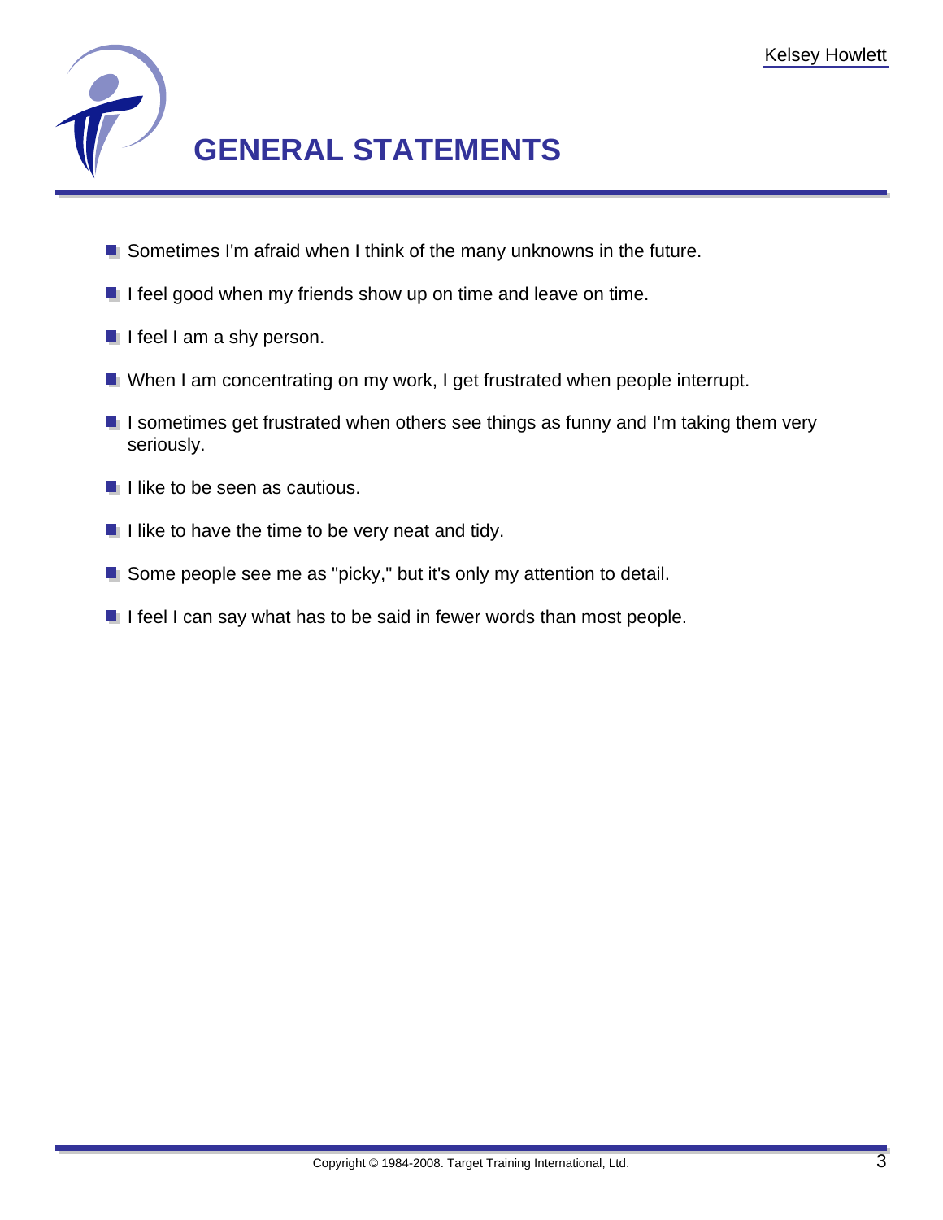# GENERAL STATEMENTS

- Sometimes I'm afraid when I think of the many unknowns in the future.
- I feel good when my friends show up on time and leave on time.
- I feel I am a shy person.
- When I am concentrating on my work, I get frustrated when people interrupt.
- I sometimes get frustrated when others see things as funny and I'm taking them very seriously.
- I like to be seen as cautious.
- I like to have the time to be very neat and tidy.
- Some people see me as "picky," but it's only my attention to detail.
- I feel I can say what has to be said in fewer words than most people.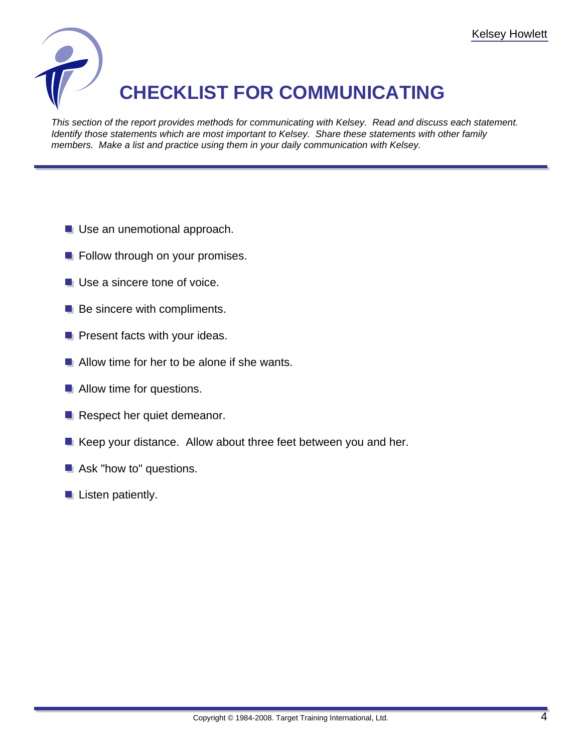# CHECKLIST FOR COMMUNICATING

*This section of the report provides methods for communicating with Kelsey. Read and discuss each statement. Identify those statements which are most important to Kelsey. Share these statements with other family members. Make a list and practice using them in your daily communication with Kelsey.*

- Use an unemotional approach.
- Follow through on your promises.
- Use a sincere tone of voice.
- Be sincere with compliments.
- Present facts with your ideas.
- Allow time for her to be alone if she wants.
- Allow time for questions.
- Respect her quiet demeanor.
- Keep your distance. Allow about three feet between you and her.
- Ask "how to" questions.
- Listen patiently.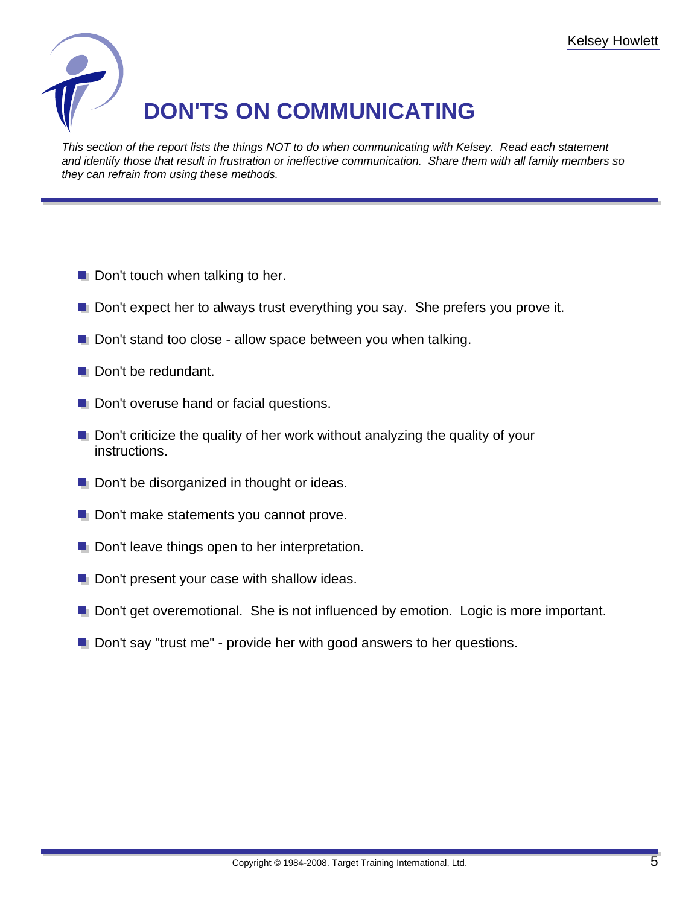# DON'TS ON COMMUNICATING

*This section of the report lists the things NOT to do when communicating with Kelsey. Read each statement and identify those that result in frustration or ineffective communication. Share them with all family members so they can refrain from using these methods.*

- Don't touch when talking to her.
- Don't expect her to always trust everything you say. She prefers you prove it.
- Don't stand too close - allow space between you when talking.
- Don't be redundant.
- Don't overuse hand or facial questions.
- Don't criticize the quality of her work without analyzing the quality of your instructions.
- Don't be disorganized in thought or ideas.
- Don't make statements you cannot prove.
- Don't leave things open to her interpretation.
- Don't present your case with shallow ideas.
- Don't get overemotional. She is not influenced by emotion. Logic is more important.
- Don't say "trust me" - provide her with good answers to her questions.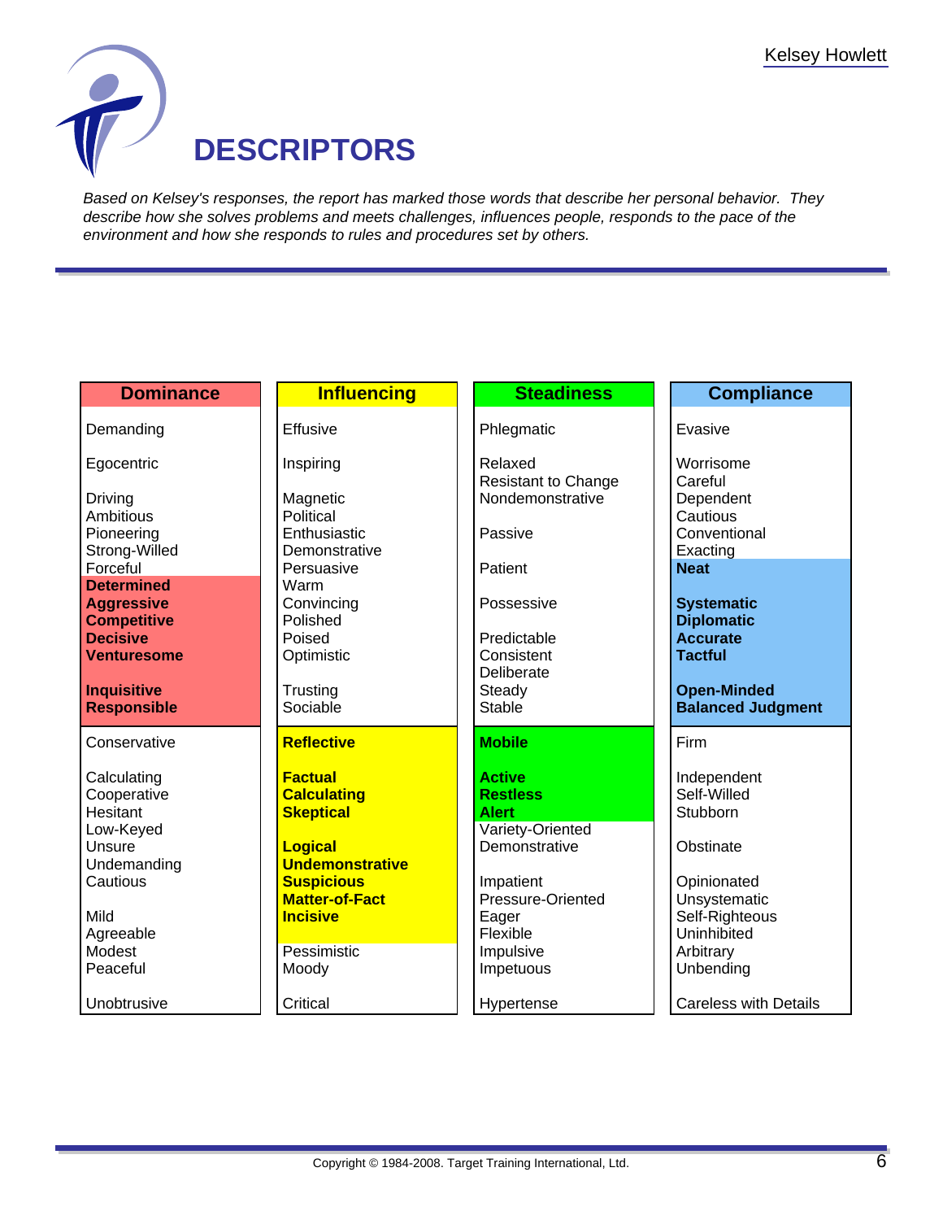# DESCRIPTORS

*Based on Kelsey's responses, the report has marked those words that describe her personal behavior. They describe how she solves problems and meets challenges, influences people, responds to the pace of the environment and how she responds to rules and procedures set by others.*

| Dominance | Influencing | Steadiness | Compliance |
|---|---|---|---|
| Demanding | Effusive | Phlegmatic | Evasive |
| Egocentric | Inspiring | Relaxed | Worrisome |
| | | Resistant to Change | Careful |
| Driving | Magnetic | Nondemonstrative | Dependent |
| Ambitious | Political | | Cautious |
| Pioneering | Enthusiastic | Passive | Conventional |
| Strong-Willed | Demonstrative | | Exacting |
| Forceful | Persuasive | Patient | **Neat** |
| **Determined** | Warm | | |
| **Aggressive** | Convincing | Possessive | **Systematic** |
| **Competitive** | Polished | | **Diplomatic** |
| **Decisive** | Poised | Predictable | **Accurate** |
| **Venturesome** | Optimistic | Consistent | **Tactful** |
| | | Deliberate | |
| **Inquisitive** | Trusting | Steady | **Open-Minded** |
| **Responsible** | Sociable | Stable | **Balanced Judgment** |
| Conservative | **Reflective** | **Mobile** | Firm |
| Calculating | **Factual** | **Active** | Independent |
| Cooperative | **Calculating** | **Restless** | Self-Willed |
| Hesitant | **Skeptical** | **Alert** | Stubborn |
| Low-Keyed | | Variety-Oriented | |
| Unsure | **Logical** | Demonstrative | Obstinate |
| Undemanding | **Undemonstrative** | | |
| Cautious | **Suspicious** | Impatient | Opinionated |
| | **Matter-of-Fact** | Pressure-Oriented | Unsystematic |
| Mild | **Incisive** | Eager | Self-Righteous |
| Agreeable | | Flexible | Uninhibited |
| Modest | Pessimistic | Impulsive | Arbitrary |
| Peaceful | Moody | Impetuous | Unbending |
| Unobtrusive | Critical | Hypertense | Careless with Details |

Copyright © 1984-2008. Target Training International, Ltd.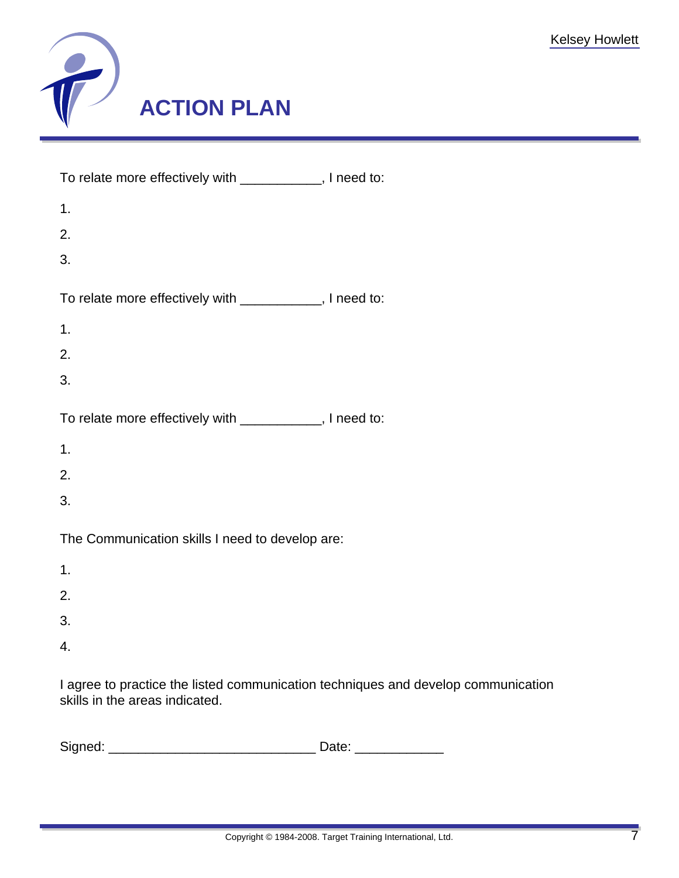# ACTION PLAN

To relate more effectively with ___________, I need to:

1.
2.
3.

To relate more effectively with ___________, I need to:

1.
2.
3.

To relate more effectively with ___________, I need to:

1.
2.
3.

The Communication skills I need to develop are:

1.
2.
3.
4.

I agree to practice the listed communication techniques and develop communication skills in the areas indicated.

Signed: ____________________________ Date: ____________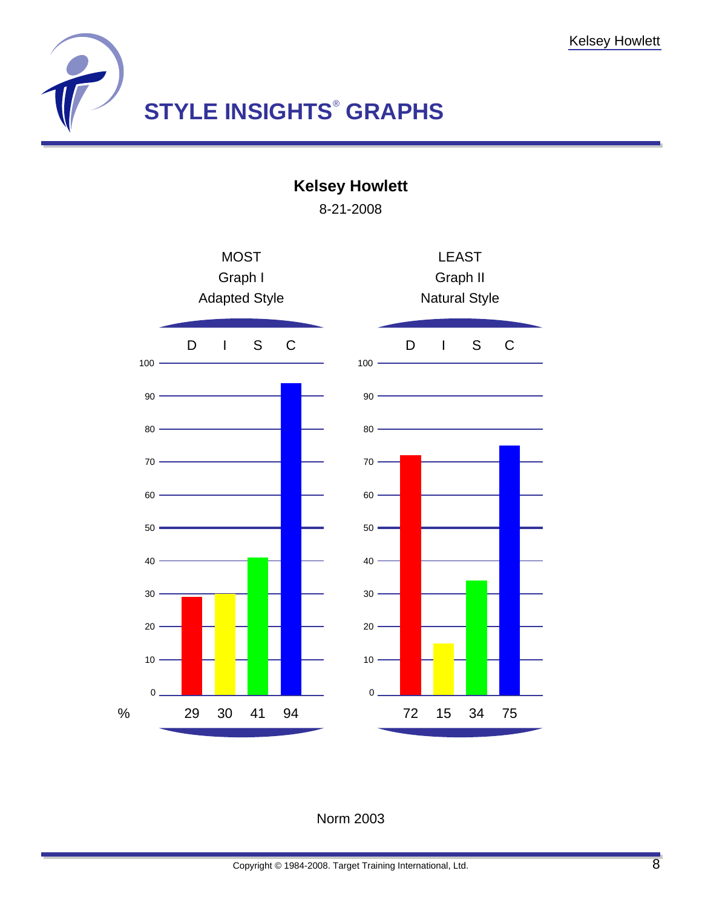# STYLE INSIGHTS® GRAPHS

**Kelsey Howlett**

8-21-2008

MOST
Graph I
Adapted Style

D I S C

100
90
80
70
60
50
40
30
20
10
0

% 29 30 41 94

LEAST
Graph II
Natural Style

D I S C

100
90
80
70
60
50
40
30
20
10
0

72 15 34 75

Norm 2003

Copyright © 1984-2008. Target Training International, Ltd.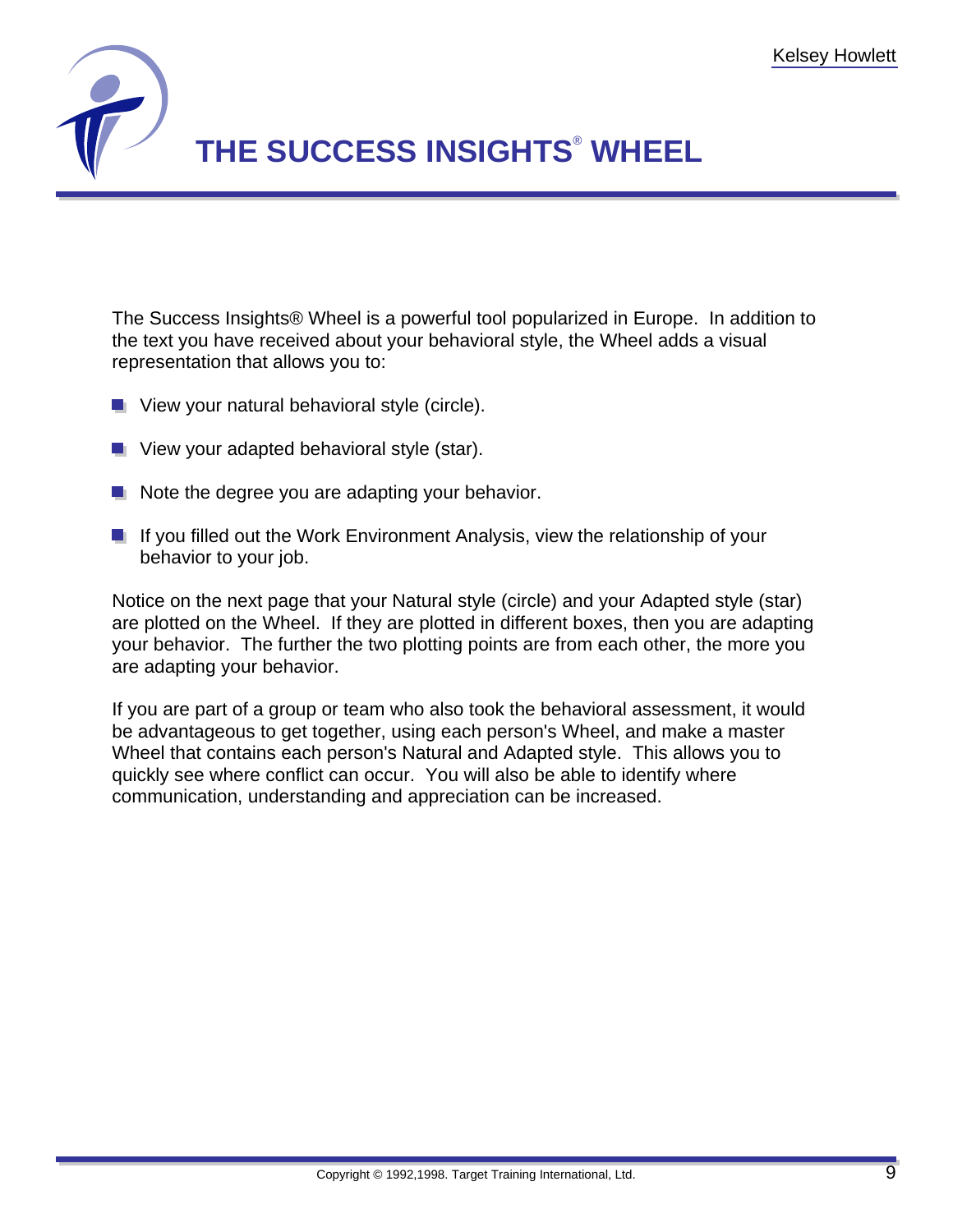# THE SUCCESS INSIGHTS® WHEEL

The Success Insights® Wheel is a powerful tool popularized in Europe. In addition to the text you have received about your behavioral style, the Wheel adds a visual representation that allows you to:

- View your natural behavioral style (circle).
- View your adapted behavioral style (star).
- Note the degree you are adapting your behavior.
- If you filled out the Work Environment Analysis, view the relationship of your behavior to your job.

Notice on the next page that your Natural style (circle) and your Adapted style (star) are plotted on the Wheel. If they are plotted in different boxes, then you are adapting your behavior. The further the two plotting points are from each other, the more you are adapting your behavior.

If you are part of a group or team who also took the behavioral assessment, it would be advantageous to get together, using each person's Wheel, and make a master Wheel that contains each person's Natural and Adapted style. This allows you to quickly see where conflict can occur. You will also be able to identify where communication, understanding and appreciation can be increased.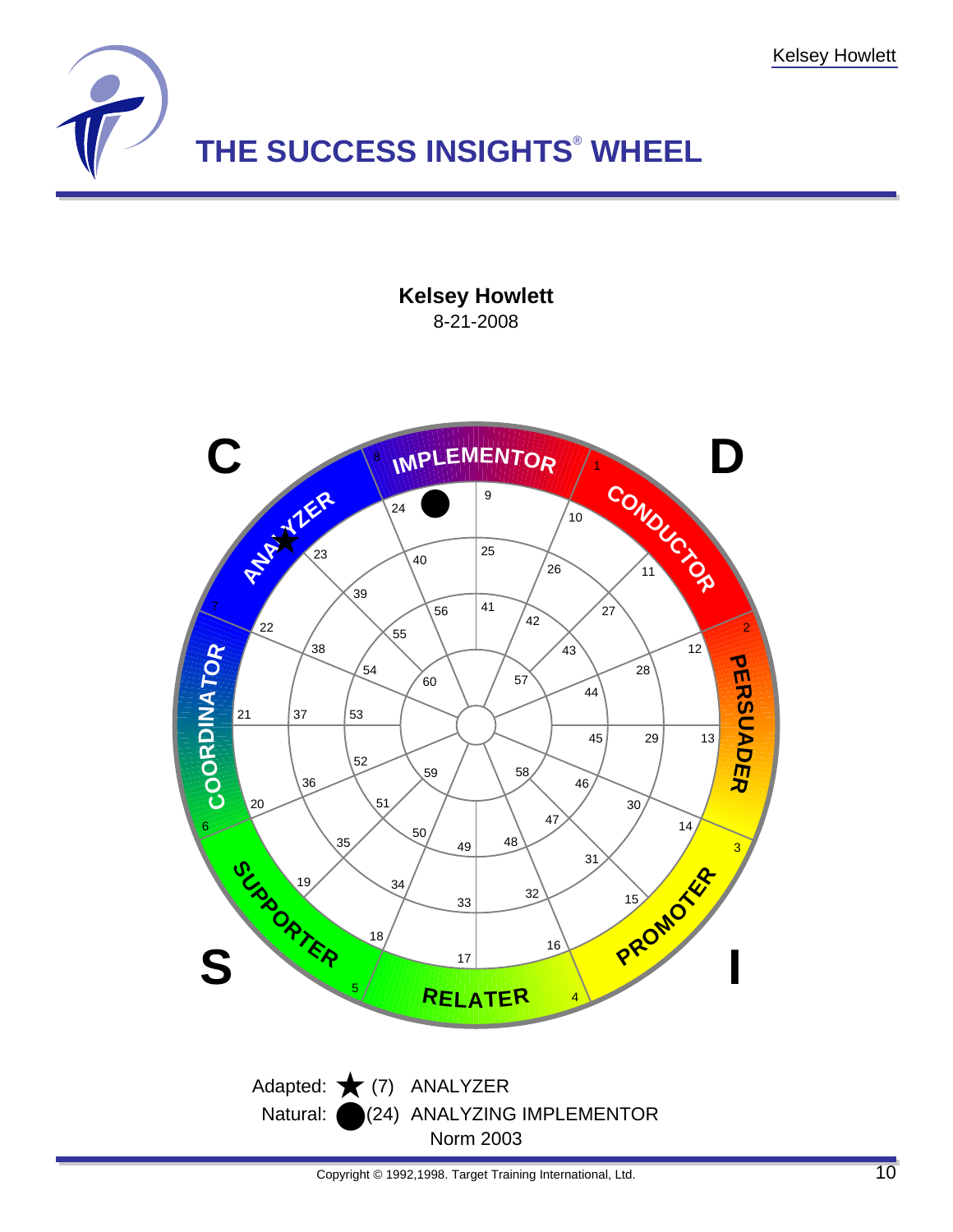# THE SUCCESS INSIGHTS® WHEEL

**Kelsey Howlett**
8-21-2008

C
D
S
I

IMPLEMENTOR
CONDUCTOR
PERSUADER
PROMOTER
RELATER
SUPPORTER
COORDINATOR
ANALYZER

1 2 3 4 5 6 7 8
9 10 11 12 13 14 15 16 17 18 19 20 21 22 23 24
25 26 27 28 29 30 31 32 33 34 35 36 37 38 39 40
41 42 43 44 45 46 47 48 49 50 51 52 53 54 55 56
57 58 59 60

Adapted: ★ (7) ANALYZER
Natural: ● (24) ANALYZING IMPLEMENTOR
Norm 2003

Copyright © 1992,1998. Target Training International, Ltd.